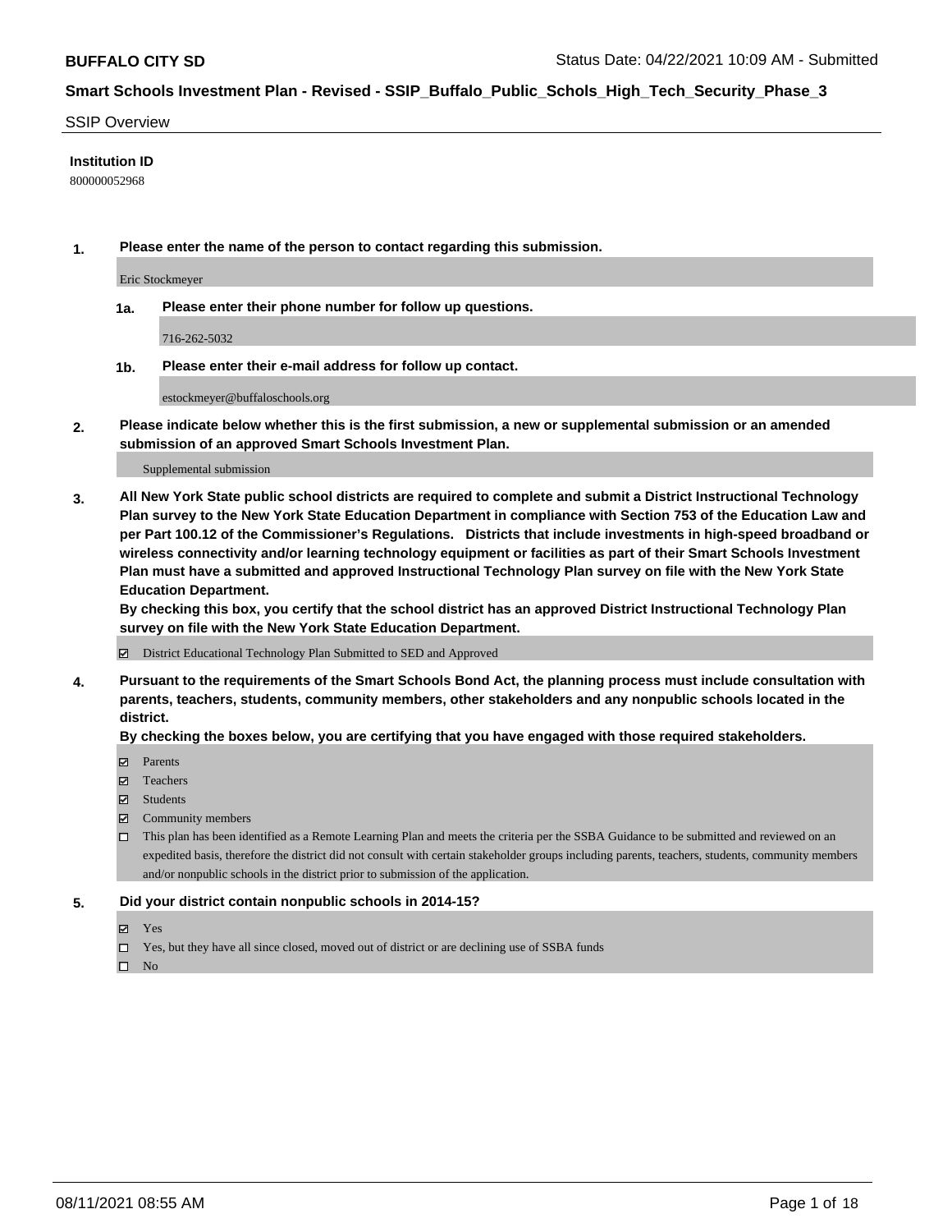**BUFFALO CITY SD**

Status Date: 04/22/2021 10:09 AM - Submitted

## Smart Schools Investment Plan - Revised - SSIP_Buffalo_Public_Schols_High_Tech_Security_Phase_3

SSIP Overview

**Institution ID**

800000052968

**1. Please enter the name of the person to contact regarding this submission.**

Eric Stockmeyer

**1a. Please enter their phone number for follow up questions.**

716-262-5032

**1b. Please enter their e-mail address for follow up contact.**

estockmeyer@buffaloschools.org

**2. Please indicate below whether this is the first submission, a new or supplemental submission or an amended submission of an approved Smart Schools Investment Plan.**

Supplemental submission

**3. All New York State public school districts are required to complete and submit a District Instructional Technology Plan survey to the New York State Education Department in compliance with Section 753 of the Education Law and per Part 100.12 of the Commissioner's Regulations. Districts that include investments in high-speed broadband or wireless connectivity and/or learning technology equipment or facilities as part of their Smart Schools Investment Plan must have a submitted and approved Instructional Technology Plan survey on file with the New York State Education Department.**
**By checking this box, you certify that the school district has an approved District Instructional Technology Plan survey on file with the New York State Education Department.**

- [x] District Educational Technology Plan Submitted to SED and Approved

**4. Pursuant to the requirements of the Smart Schools Bond Act, the planning process must include consultation with parents, teachers, students, community members, other stakeholders and any nonpublic schools located in the district.**
**By checking the boxes below, you are certifying that you have engaged with those required stakeholders.**

- [x] Parents
- [x] Teachers
- [x] Students
- [x] Community members
- [ ] This plan has been identified as a Remote Learning Plan and meets the criteria per the SSBA Guidance to be submitted and reviewed on an expedited basis, therefore the district did not consult with certain stakeholder groups including parents, teachers, students, community members and/or nonpublic schools in the district prior to submission of the application.

**5. Did your district contain nonpublic schools in 2014-15?**

- [x] Yes
- [ ] Yes, but they have all since closed, moved out of district or are declining use of SSBA funds
- [ ] No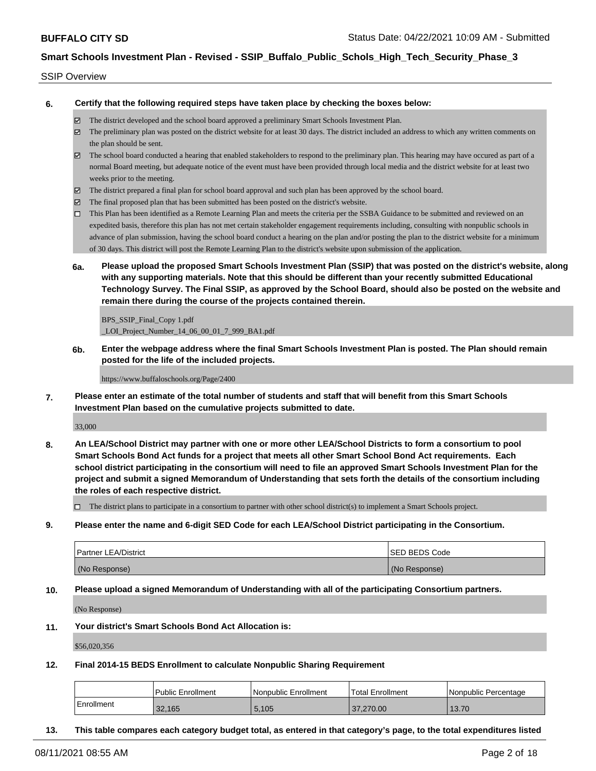SSIP Overview

**6. Certify that the following required steps have taken place by checking the boxes below:**

- ☑ The district developed and the school board approved a preliminary Smart Schools Investment Plan.
- ☑ The preliminary plan was posted on the district website for at least 30 days. The district included an address to which any written comments on the plan should be sent.
- ☑ The school board conducted a hearing that enabled stakeholders to respond to the preliminary plan. This hearing may have occured as part of a normal Board meeting, but adequate notice of the event must have been provided through local media and the district website for at least two weeks prior to the meeting.
- ☑ The district prepared a final plan for school board approval and such plan has been approved by the school board.
- ☑ The final proposed plan that has been submitted has been posted on the district's website.
- ☐ This Plan has been identified as a Remote Learning Plan and meets the criteria per the SSBA Guidance to be submitted and reviewed on an expedited basis, therefore this plan has not met certain stakeholder engagement requirements including, consulting with nonpublic schools in advance of plan submission, having the school board conduct a hearing on the plan and/or posting the plan to the district website for a minimum of 30 days. This district will post the Remote Learning Plan to the district's website upon submission of the application.

**6a. Please upload the proposed Smart Schools Investment Plan (SSIP) that was posted on the district's website, along with any supporting materials. Note that this should be different than your recently submitted Educational Technology Survey. The Final SSIP, as approved by the School Board, should also be posted on the website and remain there during the course of the projects contained therein.**

BPS_SSIP_Final_Copy 1.pdf
_LOI_Project_Number_14_06_00_01_7_999_BA1.pdf

**6b. Enter the webpage address where the final Smart Schools Investment Plan is posted. The Plan should remain posted for the life of the included projects.**

https://www.buffaloschools.org/Page/2400

**7. Please enter an estimate of the total number of students and staff that will benefit from this Smart Schools Investment Plan based on the cumulative projects submitted to date.**

33,000

**8. An LEA/School District may partner with one or more other LEA/School Districts to form a consortium to pool Smart Schools Bond Act funds for a project that meets all other Smart School Bond Act requirements. Each school district participating in the consortium will need to file an approved Smart Schools Investment Plan for the project and submit a signed Memorandum of Understanding that sets forth the details of the consortium including the roles of each respective district.**

- ☐ The district plans to participate in a consortium to partner with other school district(s) to implement a Smart Schools project.

**9. Please enter the name and 6-digit SED Code for each LEA/School District participating in the Consortium.**

| Partner LEA/District | SED BEDS Code |
|---|---|
| (No Response) | (No Response) |

**10. Please upload a signed Memorandum of Understanding with all of the participating Consortium partners.**

(No Response)

**11. Your district's Smart Schools Bond Act Allocation is:**

$56,020,356

**12. Final 2014-15 BEDS Enrollment to calculate Nonpublic Sharing Requirement**

| | Public Enrollment | Nonpublic Enrollment | Total Enrollment | Nonpublic Percentage |
|---|---|---|---|---|
| Enrollment | 32,165 | 5,105 | 37,270.00 | 13.70 |

**13. This table compares each category budget total, as entered in that category's page, to the total expenditures listed**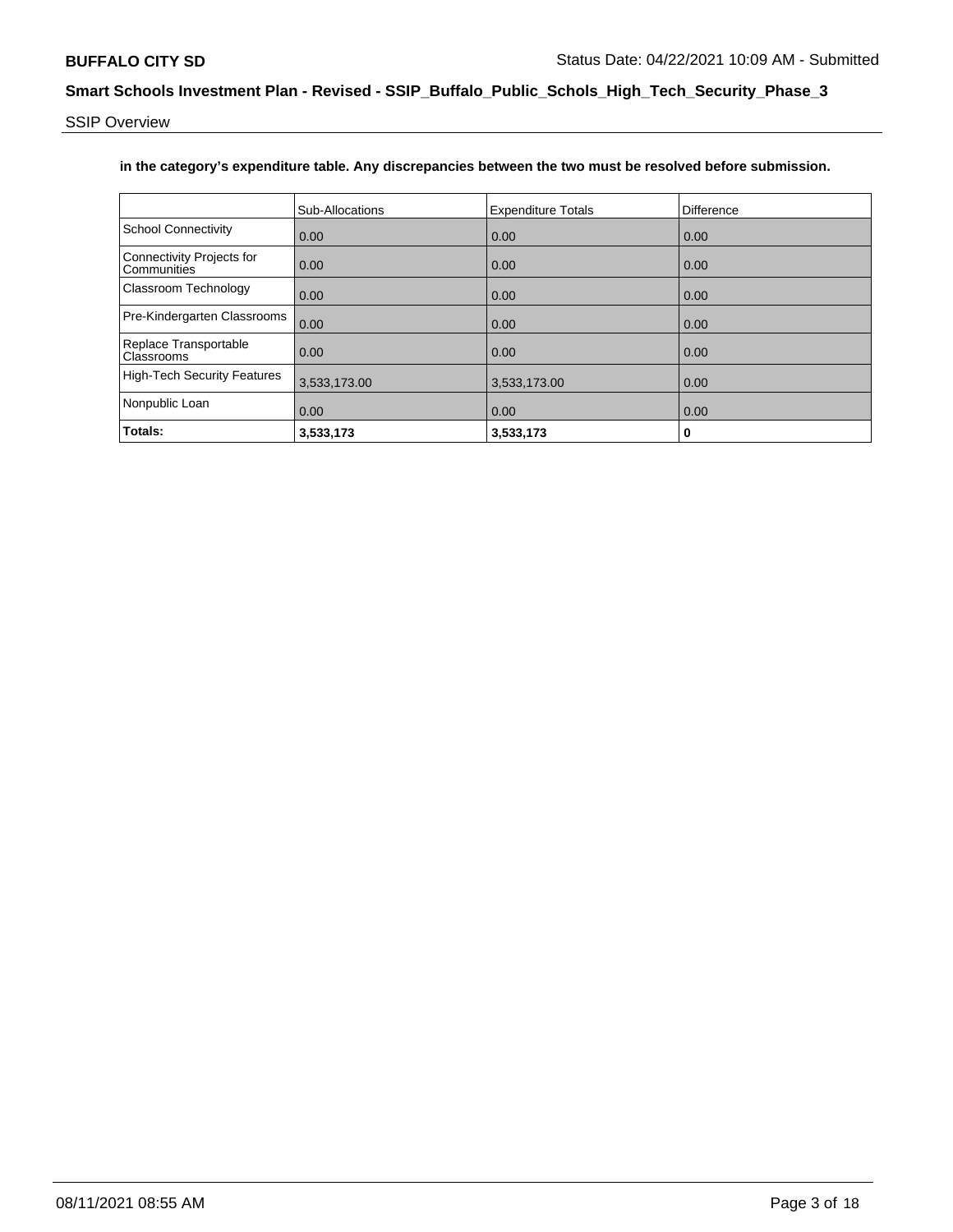**in the category's expenditure table. Any discrepancies between the two must be resolved before submission.**

| | Sub-Allocations | Expenditure Totals | Difference |
|---|---|---|---|
| School Connectivity | 0.00 | 0.00 | 0.00 |
| Connectivity Projects for Communities | 0.00 | 0.00 | 0.00 |
| Classroom Technology | 0.00 | 0.00 | 0.00 |
| Pre-Kindergarten Classrooms | 0.00 | 0.00 | 0.00 |
| Replace Transportable Classrooms | 0.00 | 0.00 | 0.00 |
| High-Tech Security Features | 3,533,173.00 | 3,533,173.00 | 0.00 |
| Nonpublic Loan | 0.00 | 0.00 | 0.00 |
| **Totals:** | **3,533,173** | **3,533,173** | **0** |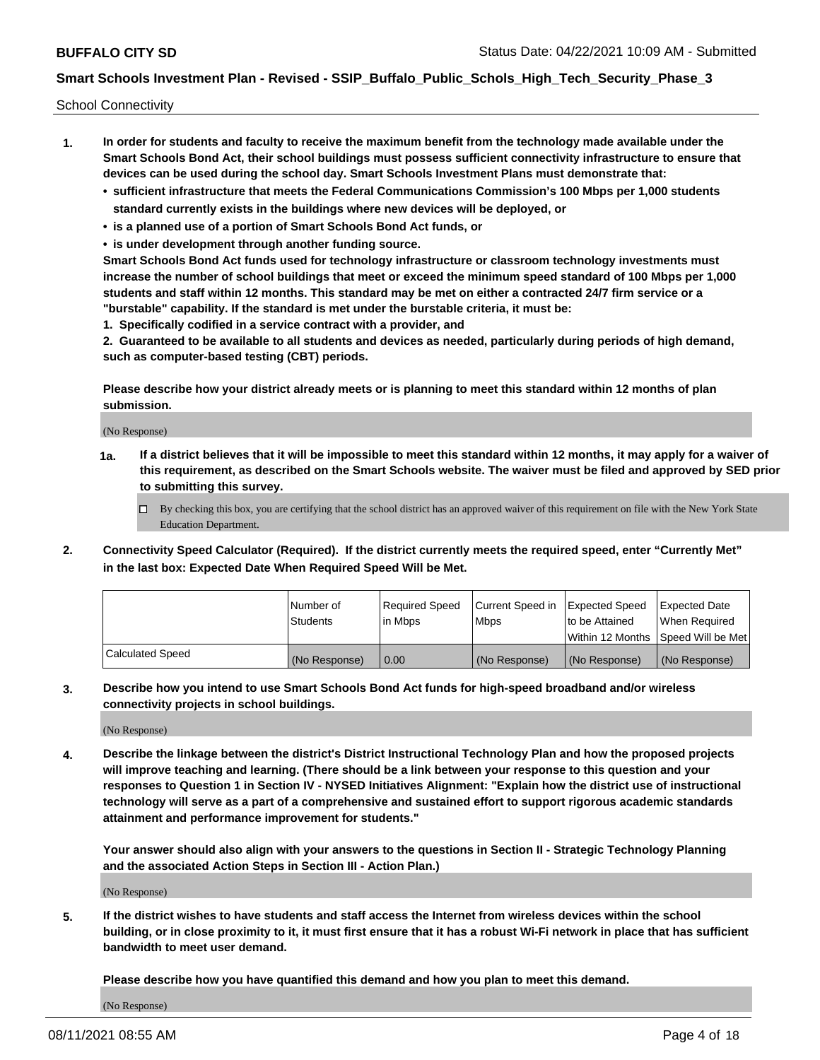School Connectivity

1. **In order for students and faculty to receive the maximum benefit from the technology made available under the Smart Schools Bond Act, their school buildings must possess sufficient connectivity infrastructure to ensure that devices can be used during the school day. Smart Schools Investment Plans must demonstrate that:**
   - **sufficient infrastructure that meets the Federal Communications Commission's 100 Mbps per 1,000 students standard currently exists in the buildings where new devices will be deployed, or**
   - **is a planned use of a portion of Smart Schools Bond Act funds, or**
   - **is under development through another funding source.**

   **Smart Schools Bond Act funds used for technology infrastructure or classroom technology investments must increase the number of school buildings that meet or exceed the minimum speed standard of 100 Mbps per 1,000 students and staff within 12 months. This standard may be met on either a contracted 24/7 firm service or a "burstable" capability. If the standard is met under the burstable criteria, it must be:**

   **1. Specifically codified in a service contract with a provider, and**

   **2. Guaranteed to be available to all students and devices as needed, particularly during periods of high demand, such as computer-based testing (CBT) periods.**

   **Please describe how your district already meets or is planning to meet this standard within 12 months of plan submission.**

   (No Response)

   **1a. If a district believes that it will be impossible to meet this standard within 12 months, it may apply for a waiver of this requirement, as described on the Smart Schools website. The waiver must be filed and approved by SED prior to submitting this survey.**

   ☐ By checking this box, you are certifying that the school district has an approved waiver of this requirement on file with the New York State Education Department.

2. **Connectivity Speed Calculator (Required). If the district currently meets the required speed, enter "Currently Met" in the last box: Expected Date When Required Speed Will be Met.**

| | Number of Students | Required Speed in Mbps | Current Speed in Mbps | Expected Speed to be Attained Within 12 Months | Expected Date When Required Speed Will be Met |
|---|---|---|---|---|---|
| Calculated Speed | (No Response) | 0.00 | (No Response) | (No Response) | (No Response) |

3. **Describe how you intend to use Smart Schools Bond Act funds for high-speed broadband and/or wireless connectivity projects in school buildings.**

   (No Response)

4. **Describe the linkage between the district's District Instructional Technology Plan and how the proposed projects will improve teaching and learning. (There should be a link between your response to this question and your responses to Question 1 in Section IV - NYSED Initiatives Alignment: "Explain how the district use of instructional technology will serve as a part of a comprehensive and sustained effort to support rigorous academic standards attainment and performance improvement for students."**

   **Your answer should also align with your answers to the questions in Section II - Strategic Technology Planning and the associated Action Steps in Section III - Action Plan.)**

   (No Response)

5. **If the district wishes to have students and staff access the Internet from wireless devices within the school building, or in close proximity to it, it must first ensure that it has a robust Wi-Fi network in place that has sufficient bandwidth to meet user demand.**

   **Please describe how you have quantified this demand and how you plan to meet this demand.**

   (No Response)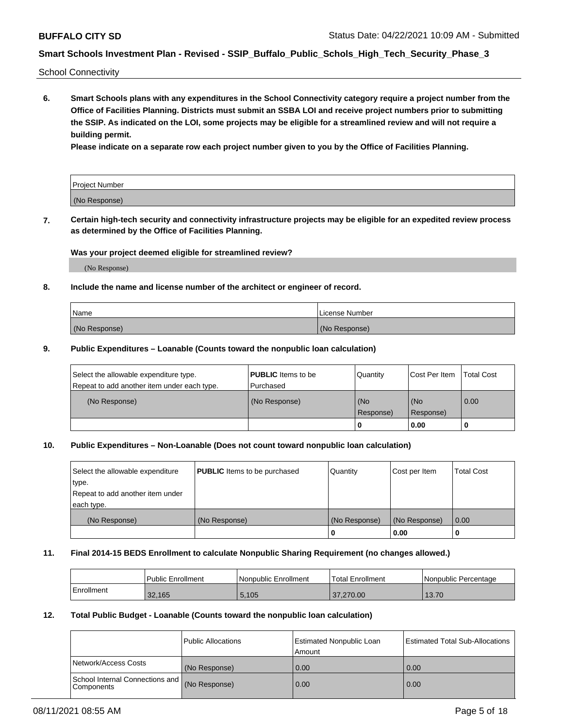School Connectivity

**6. Smart Schools plans with any expenditures in the School Connectivity category require a project number from the Office of Facilities Planning. Districts must submit an SSBA LOI and receive project numbers prior to submitting the SSIP. As indicated on the LOI, some projects may be eligible for a streamlined review and will not require a building permit.**

**Please indicate on a separate row each project number given to you by the Office of Facilities Planning.**

| Project Number |
|---|
| (No Response) |

**7. Certain high-tech security and connectivity infrastructure projects may be eligible for an expedited review process as determined by the Office of Facilities Planning.**

**Was your project deemed eligible for streamlined review?**

(No Response)

**8. Include the name and license number of the architect or engineer of record.**

| Name | License Number |
|---|---|
| (No Response) | (No Response) |

**9. Public Expenditures – Loanable (Counts toward the nonpublic loan calculation)**

| Select the allowable expenditure type. Repeat to add another item under each type. | **PUBLIC** Items to be Purchased | Quantity | Cost Per Item | Total Cost |
|---|---|---|---|---|
| (No Response) | (No Response) | (No Response) | (No Response) | 0.00 |
| | | 0 | 0.00 | 0 |

**10. Public Expenditures – Non-Loanable (Does not count toward nonpublic loan calculation)**

| Select the allowable expenditure type. Repeat to add another item under each type. | **PUBLIC** Items to be purchased | Quantity | Cost per Item | Total Cost |
|---|---|---|---|---|
| (No Response) | (No Response) | (No Response) | (No Response) | 0.00 |
| | | 0 | 0.00 | 0 |

**11. Final 2014-15 BEDS Enrollment to calculate Nonpublic Sharing Requirement (no changes allowed.)**

| | Public Enrollment | Nonpublic Enrollment | Total Enrollment | Nonpublic Percentage |
|---|---|---|---|---|
| Enrollment | 32,165 | 5,105 | 37,270.00 | 13.70 |

**12. Total Public Budget - Loanable (Counts toward the nonpublic loan calculation)**

| | Public Allocations | Estimated Nonpublic Loan Amount | Estimated Total Sub-Allocations |
|---|---|---|---|
| Network/Access Costs | (No Response) | 0.00 | 0.00 |
| School Internal Connections and Components | (No Response) | 0.00 | 0.00 |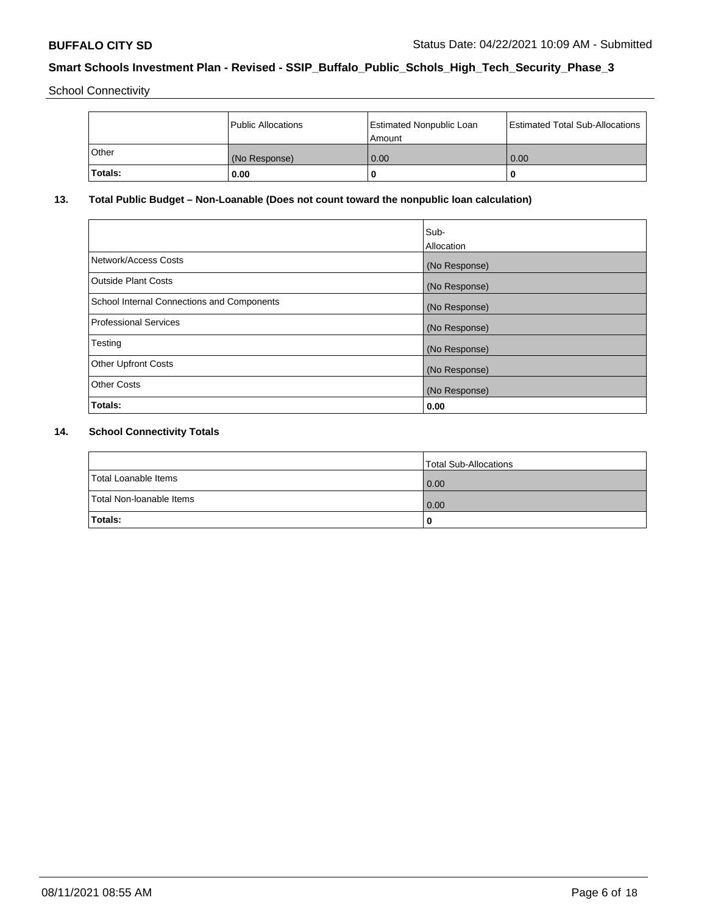School Connectivity

| | Public Allocations | Estimated Nonpublic Loan Amount | Estimated Total Sub-Allocations |
|---|---|---|---|
| Other | (No Response) | 0.00 | 0.00 |
| **Totals:** | **0.00** | **0** | **0** |

## 13. Total Public Budget – Non-Loanable (Does not count toward the nonpublic loan calculation)

| | Sub-Allocation |
|---|---|
| Network/Access Costs | (No Response) |
| Outside Plant Costs | (No Response) |
| School Internal Connections and Components | (No Response) |
| Professional Services | (No Response) |
| Testing | (No Response) |
| Other Upfront Costs | (No Response) |
| Other Costs | (No Response) |
| **Totals:** | **0.00** |

## 14. School Connectivity Totals

| | Total Sub-Allocations |
|---|---|
| Total Loanable Items | 0.00 |
| Total Non-loanable Items | 0.00 |
| **Totals:** | **0** |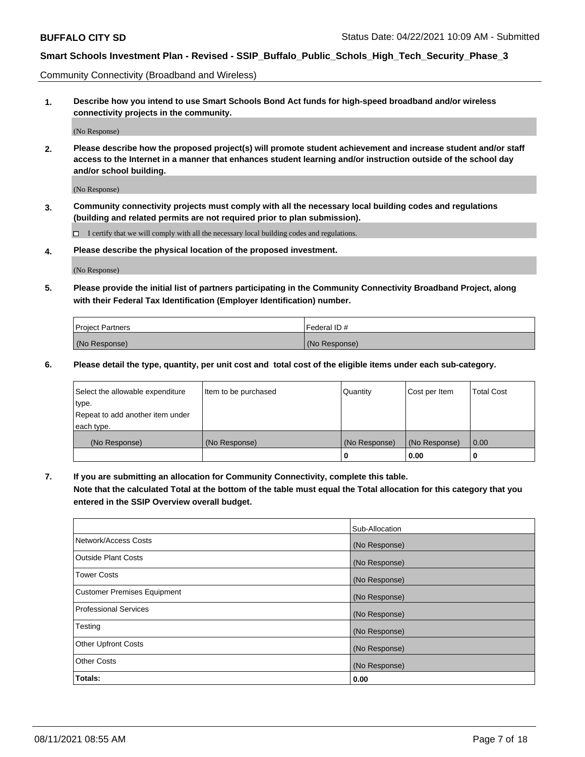Community Connectivity (Broadband and Wireless)

**1. Describe how you intend to use Smart Schools Bond Act funds for high-speed broadband and/or wireless connectivity projects in the community.**

(No Response)

**2. Please describe how the proposed project(s) will promote student achievement and increase student and/or staff access to the Internet in a manner that enhances student learning and/or instruction outside of the school day and/or school building.**

(No Response)

**3. Community connectivity projects must comply with all the necessary local building codes and regulations (building and related permits are not required prior to plan submission).**

☐ I certify that we will comply with all the necessary local building codes and regulations.

**4. Please describe the physical location of the proposed investment.**

(No Response)

**5. Please provide the initial list of partners participating in the Community Connectivity Broadband Project, along with their Federal Tax Identification (Employer Identification) number.**

| Project Partners | Federal ID # |
|---|---|
| (No Response) | (No Response) |

**6. Please detail the type, quantity, per unit cost and total cost of the eligible items under each sub-category.**

| Select the allowable expenditure type. Repeat to add another item under each type. | Item to be purchased | Quantity | Cost per Item | Total Cost |
|---|---|---|---|---|
| (No Response) | (No Response) | (No Response) | (No Response) | 0.00 |
| | | 0 | 0.00 | 0 |

**7. If you are submitting an allocation for Community Connectivity, complete this table. Note that the calculated Total at the bottom of the table must equal the Total allocation for this category that you entered in the SSIP Overview overall budget.**

| | Sub-Allocation |
|---|---|
| Network/Access Costs | (No Response) |
| Outside Plant Costs | (No Response) |
| Tower Costs | (No Response) |
| Customer Premises Equipment | (No Response) |
| Professional Services | (No Response) |
| Testing | (No Response) |
| Other Upfront Costs | (No Response) |
| Other Costs | (No Response) |
| **Totals:** | **0.00** |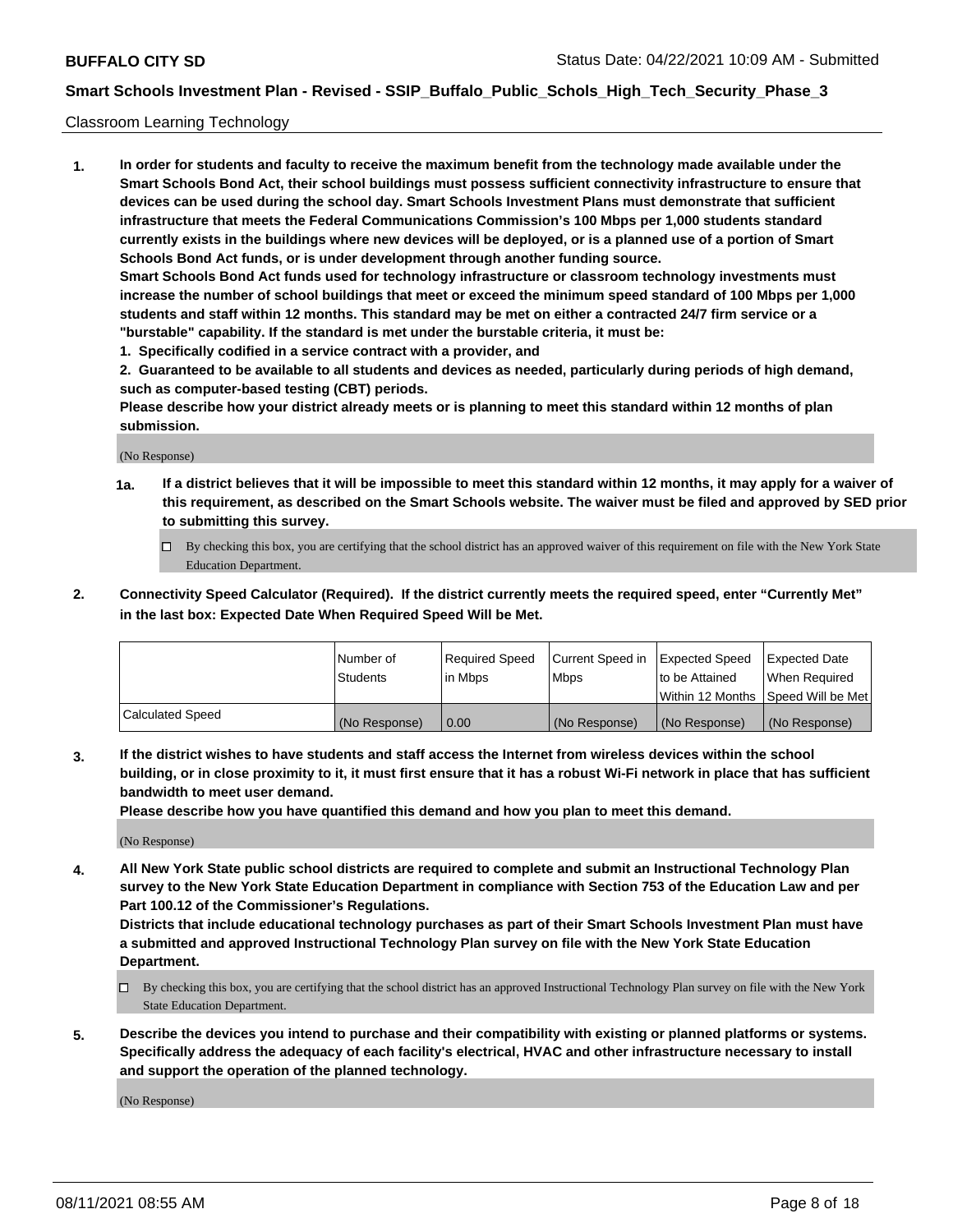Classroom Learning Technology

1. **In order for students and faculty to receive the maximum benefit from the technology made available under the Smart Schools Bond Act, their school buildings must possess sufficient connectivity infrastructure to ensure that devices can be used during the school day. Smart Schools Investment Plans must demonstrate that sufficient infrastructure that meets the Federal Communications Commission's 100 Mbps per 1,000 students standard currently exists in the buildings where new devices will be deployed, or is a planned use of a portion of Smart Schools Bond Act funds, or is under development through another funding source.**

   **Smart Schools Bond Act funds used for technology infrastructure or classroom technology investments must increase the number of school buildings that meet or exceed the minimum speed standard of 100 Mbps per 1,000 students and staff within 12 months. This standard may be met on either a contracted 24/7 firm service or a "burstable" capability. If the standard is met under the burstable criteria, it must be:**

   **1. Specifically codified in a service contract with a provider, and**

   **2. Guaranteed to be available to all students and devices as needed, particularly during periods of high demand, such as computer-based testing (CBT) periods.**

   **Please describe how your district already meets or is planning to meet this standard within 12 months of plan submission.**

   (No Response)

   1a. **If a district believes that it will be impossible to meet this standard within 12 months, it may apply for a waiver of this requirement, as described on the Smart Schools website. The waiver must be filed and approved by SED prior to submitting this survey.**

   ☐ By checking this box, you are certifying that the school district has an approved waiver of this requirement on file with the New York State Education Department.

2. **Connectivity Speed Calculator (Required). If the district currently meets the required speed, enter "Currently Met" in the last box: Expected Date When Required Speed Will be Met.**

| | Number of Students | Required Speed in Mbps | Current Speed in Mbps | Expected Speed to be Attained Within 12 Months | Expected Date When Required Speed Will be Met |
|---|---|---|---|---|---|
| Calculated Speed | (No Response) | 0.00 | (No Response) | (No Response) | (No Response) |

3. **If the district wishes to have students and staff access the Internet from wireless devices within the school building, or in close proximity to it, it must first ensure that it has a robust Wi-Fi network in place that has sufficient bandwidth to meet user demand.**

   **Please describe how you have quantified this demand and how you plan to meet this demand.**

   (No Response)

4. **All New York State public school districts are required to complete and submit an Instructional Technology Plan survey to the New York State Education Department in compliance with Section 753 of the Education Law and per Part 100.12 of the Commissioner's Regulations.**

   **Districts that include educational technology purchases as part of their Smart Schools Investment Plan must have a submitted and approved Instructional Technology Plan survey on file with the New York State Education Department.**

   ☐ By checking this box, you are certifying that the school district has an approved Instructional Technology Plan survey on file with the New York State Education Department.

5. **Describe the devices you intend to purchase and their compatibility with existing or planned platforms or systems. Specifically address the adequacy of each facility's electrical, HVAC and other infrastructure necessary to install and support the operation of the planned technology.**

   (No Response)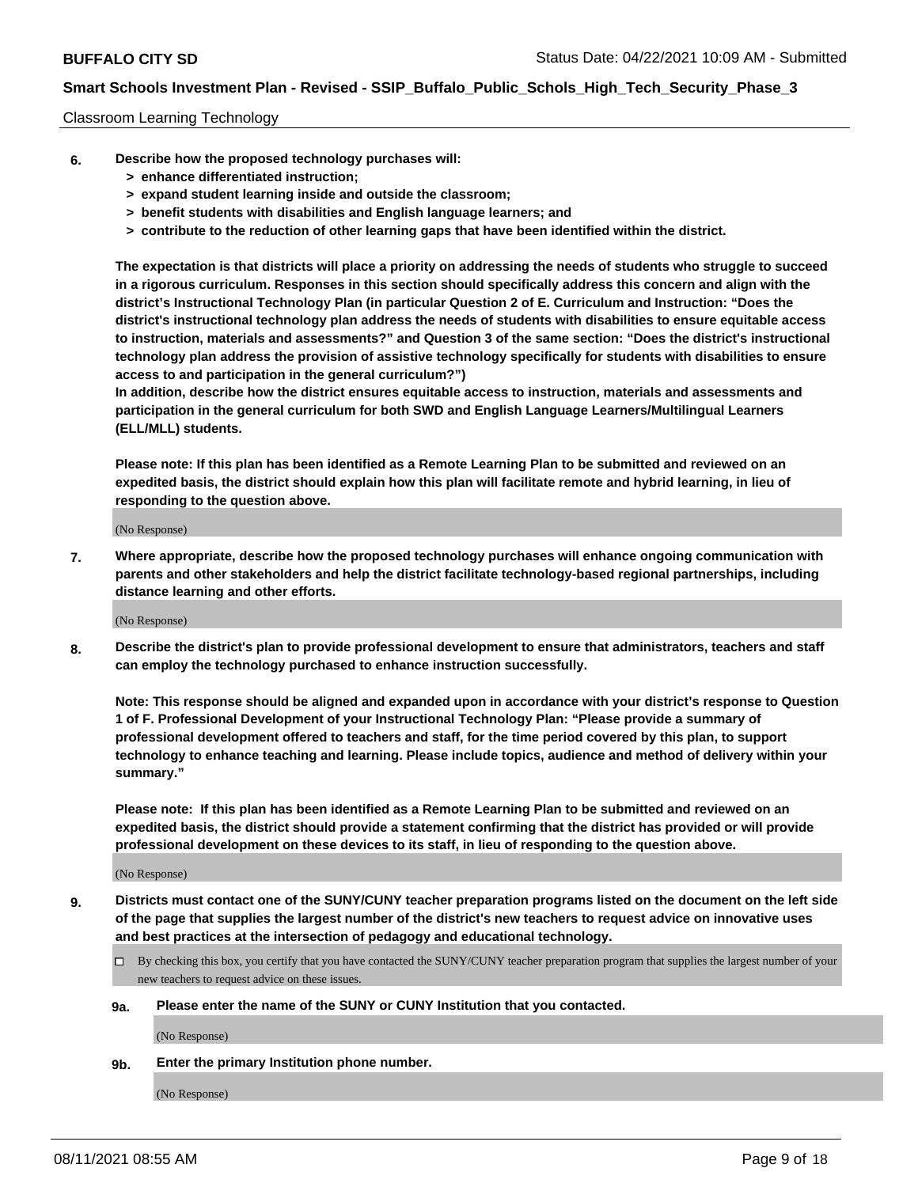Classroom Learning Technology

**6. Describe how the proposed technology purchases will:**
   - **> enhance differentiated instruction;**
   - **> expand student learning inside and outside the classroom;**
   - **> benefit students with disabilities and English language learners; and**
   - **> contribute to the reduction of other learning gaps that have been identified within the district.**

**The expectation is that districts will place a priority on addressing the needs of students who struggle to succeed in a rigorous curriculum. Responses in this section should specifically address this concern and align with the district's Instructional Technology Plan (in particular Question 2 of E. Curriculum and Instruction: "Does the district's instructional technology plan address the needs of students with disabilities to ensure equitable access to instruction, materials and assessments?" and Question 3 of the same section: "Does the district's instructional technology plan address the provision of assistive technology specifically for students with disabilities to ensure access to and participation in the general curriculum?")**

**In addition, describe how the district ensures equitable access to instruction, materials and assessments and participation in the general curriculum for both SWD and English Language Learners/Multilingual Learners (ELL/MLL) students.**

**Please note: If this plan has been identified as a Remote Learning Plan to be submitted and reviewed on an expedited basis, the district should explain how this plan will facilitate remote and hybrid learning, in lieu of responding to the question above.**

(No Response)

**7. Where appropriate, describe how the proposed technology purchases will enhance ongoing communication with parents and other stakeholders and help the district facilitate technology-based regional partnerships, including distance learning and other efforts.**

(No Response)

**8. Describe the district's plan to provide professional development to ensure that administrators, teachers and staff can employ the technology purchased to enhance instruction successfully.**

**Note: This response should be aligned and expanded upon in accordance with your district's response to Question 1 of F. Professional Development of your Instructional Technology Plan: "Please provide a summary of professional development offered to teachers and staff, for the time period covered by this plan, to support technology to enhance teaching and learning. Please include topics, audience and method of delivery within your summary."**

**Please note: If this plan has been identified as a Remote Learning Plan to be submitted and reviewed on an expedited basis, the district should provide a statement confirming that the district has provided or will provide professional development on these devices to its staff, in lieu of responding to the question above.**

(No Response)

**9. Districts must contact one of the SUNY/CUNY teacher preparation programs listed on the document on the left side of the page that supplies the largest number of the district's new teachers to request advice on innovative uses and best practices at the intersection of pedagogy and educational technology.**

☐ By checking this box, you certify that you have contacted the SUNY/CUNY teacher preparation program that supplies the largest number of your new teachers to request advice on these issues.

**9a. Please enter the name of the SUNY or CUNY Institution that you contacted.**

(No Response)

**9b. Enter the primary Institution phone number.**

(No Response)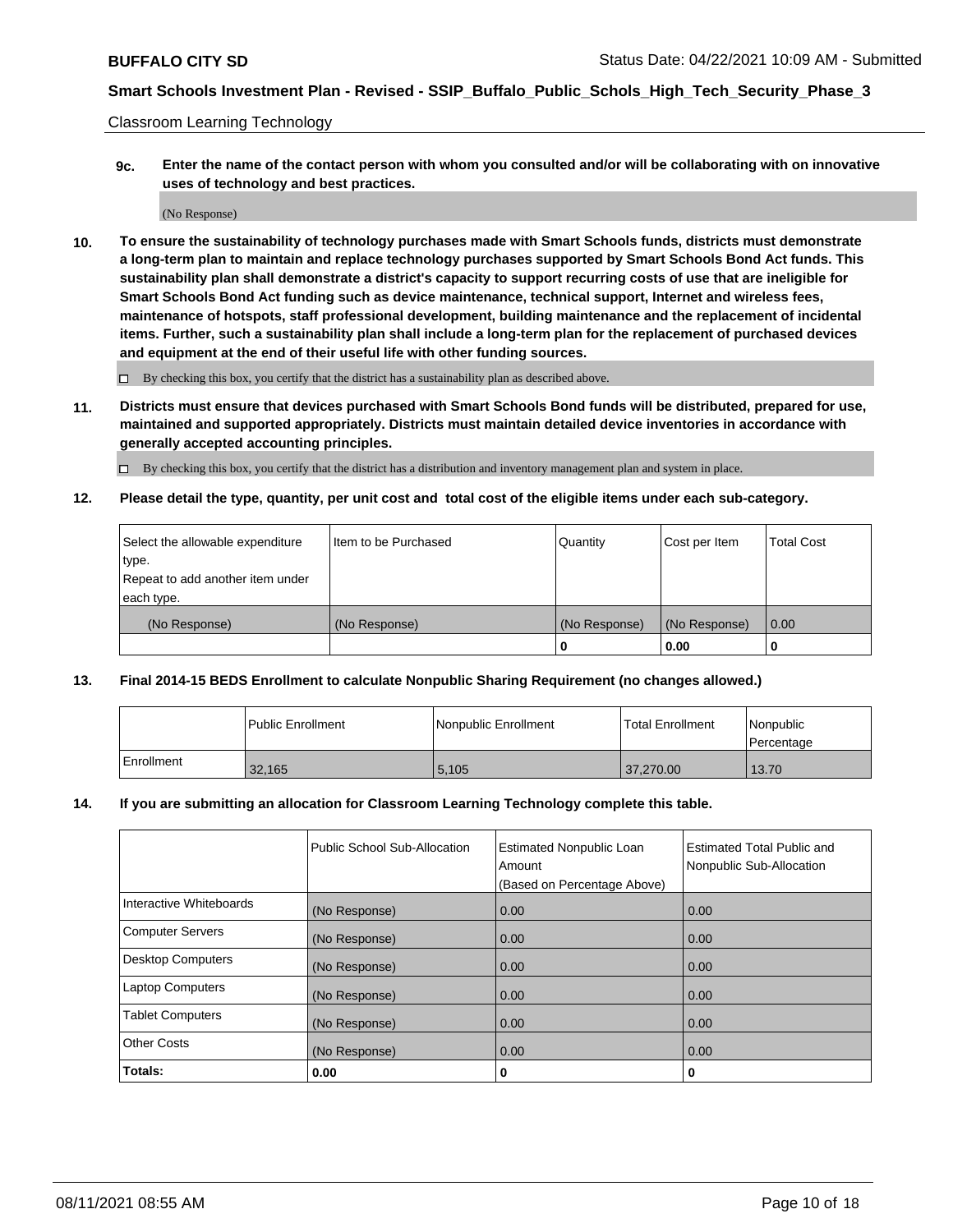Classroom Learning Technology

**9c. Enter the name of the contact person with whom you consulted and/or will be collaborating with on innovative uses of technology and best practices.**

(No Response)

**10. To ensure the sustainability of technology purchases made with Smart Schools funds, districts must demonstrate a long-term plan to maintain and replace technology purchases supported by Smart Schools Bond Act funds. This sustainability plan shall demonstrate a district's capacity to support recurring costs of use that are ineligible for Smart Schools Bond Act funding such as device maintenance, technical support, Internet and wireless fees, maintenance of hotspots, staff professional development, building maintenance and the replacement of incidental items. Further, such a sustainability plan shall include a long-term plan for the replacement of purchased devices and equipment at the end of their useful life with other funding sources.**

☐ By checking this box, you certify that the district has a sustainability plan as described above.

**11. Districts must ensure that devices purchased with Smart Schools Bond funds will be distributed, prepared for use, maintained and supported appropriately. Districts must maintain detailed device inventories in accordance with generally accepted accounting principles.**

☐ By checking this box, you certify that the district has a distribution and inventory management plan and system in place.

**12. Please detail the type, quantity, per unit cost and total cost of the eligible items under each sub-category.**

| Select the allowable expenditure type. Repeat to add another item under each type. | Item to be Purchased | Quantity | Cost per Item | Total Cost |
|---|---|---|---|---|
| (No Response) | (No Response) | (No Response) | (No Response) | 0.00 |
| | | **0** | **0.00** | **0** |

**13. Final 2014-15 BEDS Enrollment to calculate Nonpublic Sharing Requirement (no changes allowed.)**

| | Public Enrollment | Nonpublic Enrollment | Total Enrollment | Nonpublic Percentage |
|---|---|---|---|---|
| Enrollment | 32,165 | 5,105 | 37,270.00 | 13.70 |

**14. If you are submitting an allocation for Classroom Learning Technology complete this table.**

| | Public School Sub-Allocation | Estimated Nonpublic Loan Amount (Based on Percentage Above) | Estimated Total Public and Nonpublic Sub-Allocation |
|---|---|---|---|
| Interactive Whiteboards | (No Response) | 0.00 | 0.00 |
| Computer Servers | (No Response) | 0.00 | 0.00 |
| Desktop Computers | (No Response) | 0.00 | 0.00 |
| Laptop Computers | (No Response) | 0.00 | 0.00 |
| Tablet Computers | (No Response) | 0.00 | 0.00 |
| Other Costs | (No Response) | 0.00 | 0.00 |
| **Totals:** | **0.00** | **0** | **0** |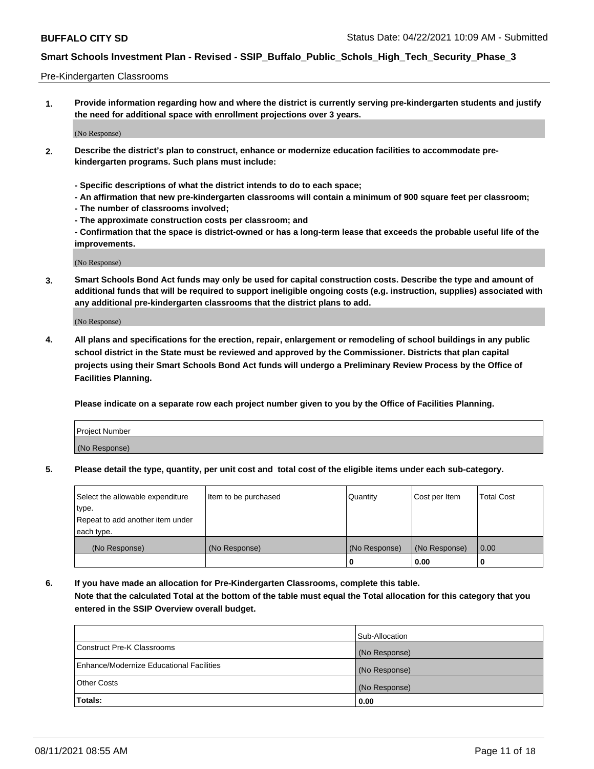Pre-Kindergarten Classrooms

**1. Provide information regarding how and where the district is currently serving pre-kindergarten students and justify the need for additional space with enrollment projections over 3 years.**

(No Response)

**2. Describe the district's plan to construct, enhance or modernize education facilities to accommodate pre-kindergarten programs. Such plans must include:**

**- Specific descriptions of what the district intends to do to each space;**
**- An affirmation that new pre-kindergarten classrooms will contain a minimum of 900 square feet per classroom;**
**- The number of classrooms involved;**
**- The approximate construction costs per classroom; and**
**- Confirmation that the space is district-owned or has a long-term lease that exceeds the probable useful life of the improvements.**

(No Response)

**3. Smart Schools Bond Act funds may only be used for capital construction costs. Describe the type and amount of additional funds that will be required to support ineligible ongoing costs (e.g. instruction, supplies) associated with any additional pre-kindergarten classrooms that the district plans to add.**

(No Response)

**4. All plans and specifications for the erection, repair, enlargement or remodeling of school buildings in any public school district in the State must be reviewed and approved by the Commissioner. Districts that plan capital projects using their Smart Schools Bond Act funds will undergo a Preliminary Review Process by the Office of Facilities Planning.**

**Please indicate on a separate row each project number given to you by the Office of Facilities Planning.**

| Project Number |
|---|
| (No Response) |

**5. Please detail the type, quantity, per unit cost and total cost of the eligible items under each sub-category.**

| Select the allowable expenditure type. Repeat to add another item under each type. | Item to be purchased | Quantity | Cost per Item | Total Cost |
|---|---|---|---|---|
| (No Response) | (No Response) | (No Response) | (No Response) | 0.00 |
| | | 0 | 0.00 | 0 |

**6. If you have made an allocation for Pre-Kindergarten Classrooms, complete this table. Note that the calculated Total at the bottom of the table must equal the Total allocation for this category that you entered in the SSIP Overview overall budget.**

| | Sub-Allocation |
|---|---|
| Construct Pre-K Classrooms | (No Response) |
| Enhance/Modernize Educational Facilities | (No Response) |
| Other Costs | (No Response) |
| **Totals:** | **0.00** |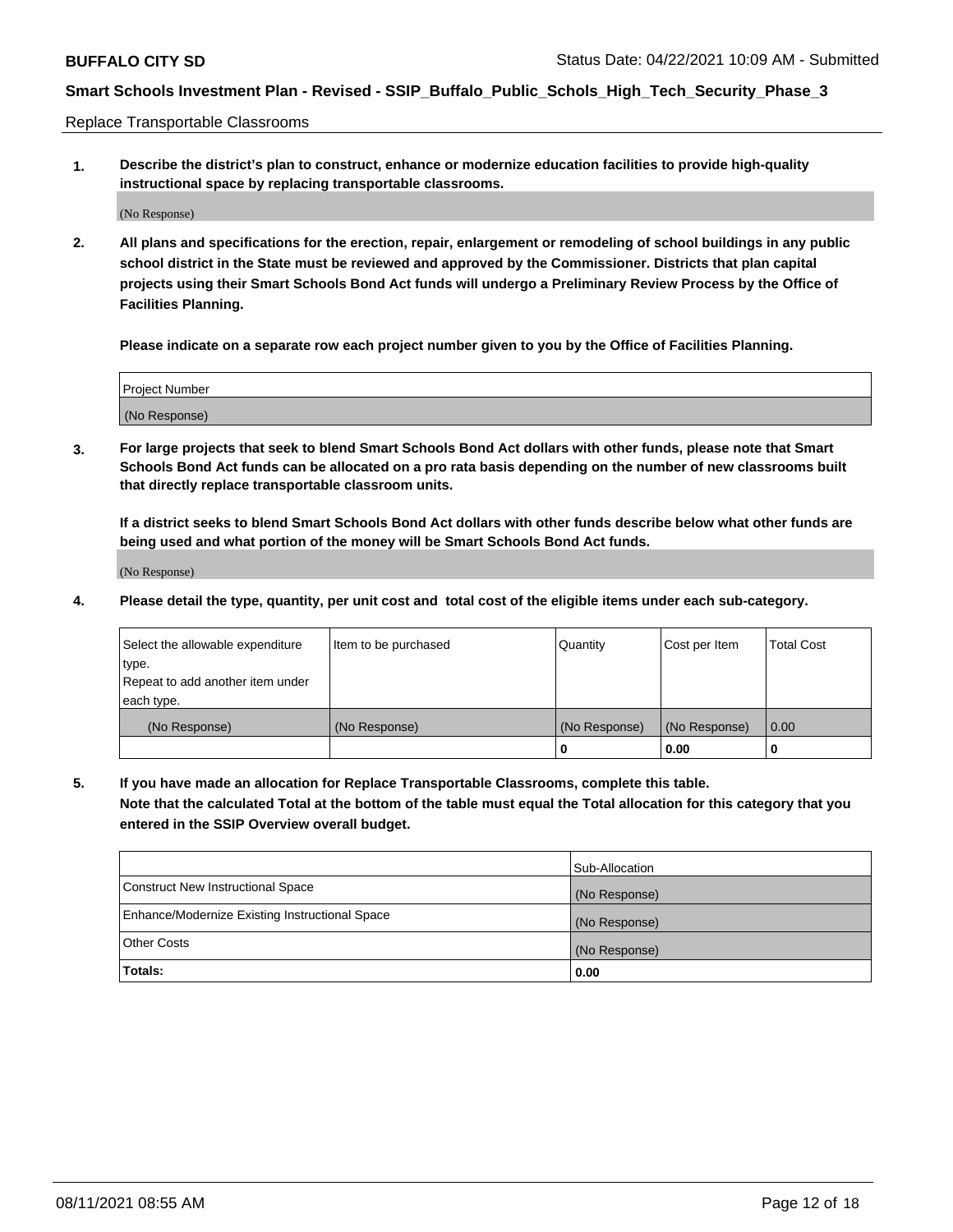Replace Transportable Classrooms

1. **Describe the district's plan to construct, enhance or modernize education facilities to provide high-quality instructional space by replacing transportable classrooms.**

(No Response)

2. **All plans and specifications for the erection, repair, enlargement or remodeling of school buildings in any public school district in the State must be reviewed and approved by the Commissioner. Districts that plan capital projects using their Smart Schools Bond Act funds will undergo a Preliminary Review Process by the Office of Facilities Planning.**

**Please indicate on a separate row each project number given to you by the Office of Facilities Planning.**

| Project Number |
| --- |
| (No Response) |

3. **For large projects that seek to blend Smart Schools Bond Act dollars with other funds, please note that Smart Schools Bond Act funds can be allocated on a pro rata basis depending on the number of new classrooms built that directly replace transportable classroom units.**

**If a district seeks to blend Smart Schools Bond Act dollars with other funds describe below what other funds are being used and what portion of the money will be Smart Schools Bond Act funds.**

(No Response)

4. **Please detail the type, quantity, per unit cost and total cost of the eligible items under each sub-category.**

| Select the allowable expenditure type. Repeat to add another item under each type. | Item to be purchased | Quantity | Cost per Item | Total Cost |
| --- | --- | --- | --- | --- |
| (No Response) | (No Response) | (No Response) | (No Response) | 0.00 |
| | | 0 | 0.00 | 0 |

5. **If you have made an allocation for Replace Transportable Classrooms, complete this table. Note that the calculated Total at the bottom of the table must equal the Total allocation for this category that you entered in the SSIP Overview overall budget.**

| | Sub-Allocation |
| --- | --- |
| Construct New Instructional Space | (No Response) |
| Enhance/Modernize Existing Instructional Space | (No Response) |
| Other Costs | (No Response) |
| **Totals:** | **0.00** |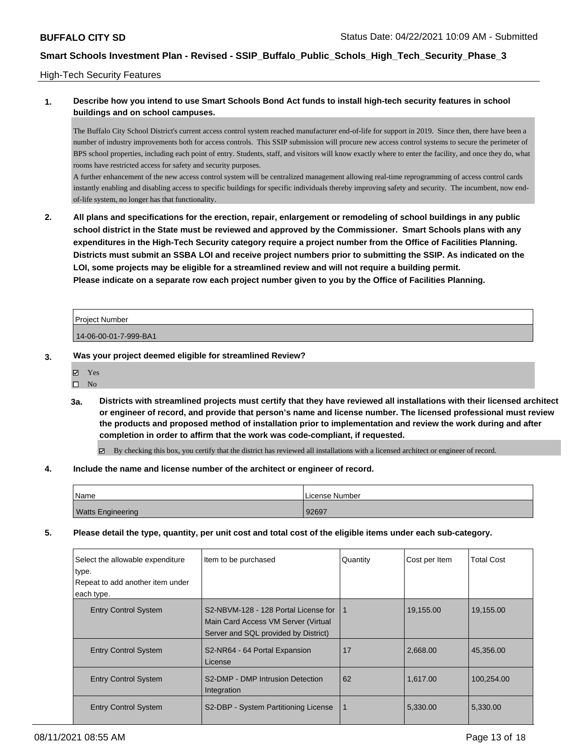High-Tech Security Features

**1. Describe how you intend to use Smart Schools Bond Act funds to install high-tech security features in school buildings and on school campuses.**

The Buffalo City School District's current access control system reached manufacturer end-of-life for support in 2019. Since then, there have been a number of industry improvements both for access controls. This SSIP submission will procure new access control systems to secure the perimeter of BPS school properties, including each point of entry. Students, staff, and visitors will know exactly where to enter the facility, and once they do, what rooms have restricted access for safety and security purposes.

A further enhancement of the new access control system will be centralized management allowing real-time reprogramming of access control cards instantly enabling and disabling access to specific buildings for specific individuals thereby improving safety and security. The incumbent, now end-of-life system, no longer has that functionality.

**2. All plans and specifications for the erection, repair, enlargement or remodeling of school buildings in any public school district in the State must be reviewed and approved by the Commissioner. Smart Schools plans with any expenditures in the High-Tech Security category require a project number from the Office of Facilities Planning. Districts must submit an SSBA LOI and receive project numbers prior to submitting the SSIP. As indicated on the LOI, some projects may be eligible for a streamlined review and will not require a building permit.**
**Please indicate on a separate row each project number given to you by the Office of Facilities Planning.**

| Project Number |
|---|
| 14-06-00-01-7-999-BA1 |

**3. Was your project deemed eligible for streamlined Review?**

- ☑ Yes
- ☐ No

**3a. Districts with streamlined projects must certify that they have reviewed all installations with their licensed architect or engineer of record, and provide that person's name and license number. The licensed professional must review the products and proposed method of installation prior to implementation and review the work during and after completion in order to affirm that the work was code-compliant, if requested.**

☑ By checking this box, you certify that the district has reviewed all installations with a licensed architect or engineer of record.

**4. Include the name and license number of the architect or engineer of record.**

| Name | License Number |
|---|---|
| Watts Engineering | 92697 |

**5. Please detail the type, quantity, per unit cost and total cost of the eligible items under each sub-category.**

| Select the allowable expenditure type. Repeat to add another item under each type. | Item to be purchased | Quantity | Cost per Item | Total Cost |
|---|---|---|---|---|
| Entry Control System | S2-NBVM-128 - 128 Portal License for Main Card Access VM Server (Virtual Server and SQL provided by District) | 1 | 19,155.00 | 19,155.00 |
| Entry Control System | S2-NR64 - 64 Portal Expansion License | 17 | 2,668.00 | 45,356.00 |
| Entry Control System | S2-DMP - DMP Intrusion Detection Integration | 62 | 1,617.00 | 100,254.00 |
| Entry Control System | S2-DBP - System Partitioning License | 1 | 5,330.00 | 5,330.00 |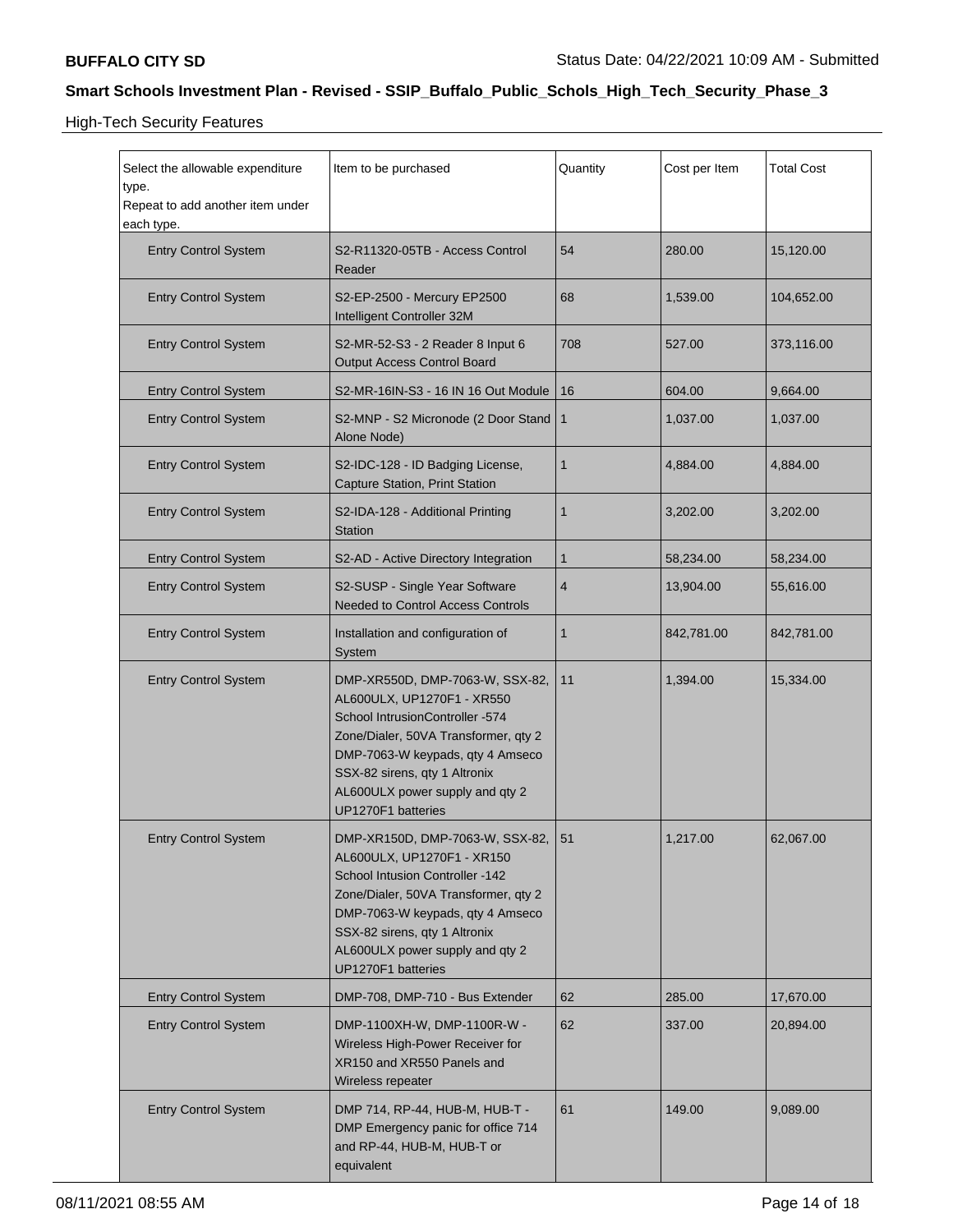## High-Tech Security Features

| Select the allowable expenditure type. Repeat to add another item under each type. | Item to be purchased | Quantity | Cost per Item | Total Cost |
|---|---|---|---|---|
| Entry Control System | S2-R11320-05TB - Access Control Reader | 54 | 280.00 | 15,120.00 |
| Entry Control System | S2-EP-2500 - Mercury EP2500 Intelligent Controller 32M | 68 | 1,539.00 | 104,652.00 |
| Entry Control System | S2-MR-52-S3 - 2 Reader 8 Input 6 Output Access Control Board | 708 | 527.00 | 373,116.00 |
| Entry Control System | S2-MR-16IN-S3 - 16 IN 16 Out Module | 16 | 604.00 | 9,664.00 |
| Entry Control System | S2-MNP - S2 Micronode (2 Door Stand Alone Node) | 1 | 1,037.00 | 1,037.00 |
| Entry Control System | S2-IDC-128 - ID Badging License, Capture Station, Print Station | 1 | 4,884.00 | 4,884.00 |
| Entry Control System | S2-IDA-128 - Additional Printing Station | 1 | 3,202.00 | 3,202.00 |
| Entry Control System | S2-AD - Active Directory Integration | 1 | 58,234.00 | 58,234.00 |
| Entry Control System | S2-SUSP - Single Year Software Needed to Control Access Controls | 4 | 13,904.00 | 55,616.00 |
| Entry Control System | Installation and configuration of System | 1 | 842,781.00 | 842,781.00 |
| Entry Control System | DMP-XR550D, DMP-7063-W, SSX-82, AL600ULX, UP1270F1 - XR550 School IntrusionController -574 Zone/Dialer, 50VA Transformer, qty 2 DMP-7063-W keypads, qty 4 Amseco SSX-82 sirens, qty 1 Altronix AL600ULX power supply and qty 2 UP1270F1 batteries | 11 | 1,394.00 | 15,334.00 |
| Entry Control System | DMP-XR150D, DMP-7063-W, SSX-82, AL600ULX, UP1270F1 - XR150 School Intusion Controller -142 Zone/Dialer, 50VA Transformer, qty 2 DMP-7063-W keypads, qty 4 Amseco SSX-82 sirens, qty 1 Altronix AL600ULX power supply and qty 2 UP1270F1 batteries | 51 | 1,217.00 | 62,067.00 |
| Entry Control System | DMP-708, DMP-710 - Bus Extender | 62 | 285.00 | 17,670.00 |
| Entry Control System | DMP-1100XH-W, DMP-1100R-W - Wireless High-Power Receiver for XR150 and XR550 Panels and Wireless repeater | 62 | 337.00 | 20,894.00 |
| Entry Control System | DMP 714, RP-44, HUB-M, HUB-T - DMP Emergency panic for office 714 and RP-44, HUB-M, HUB-T or equivalent | 61 | 149.00 | 9,089.00 |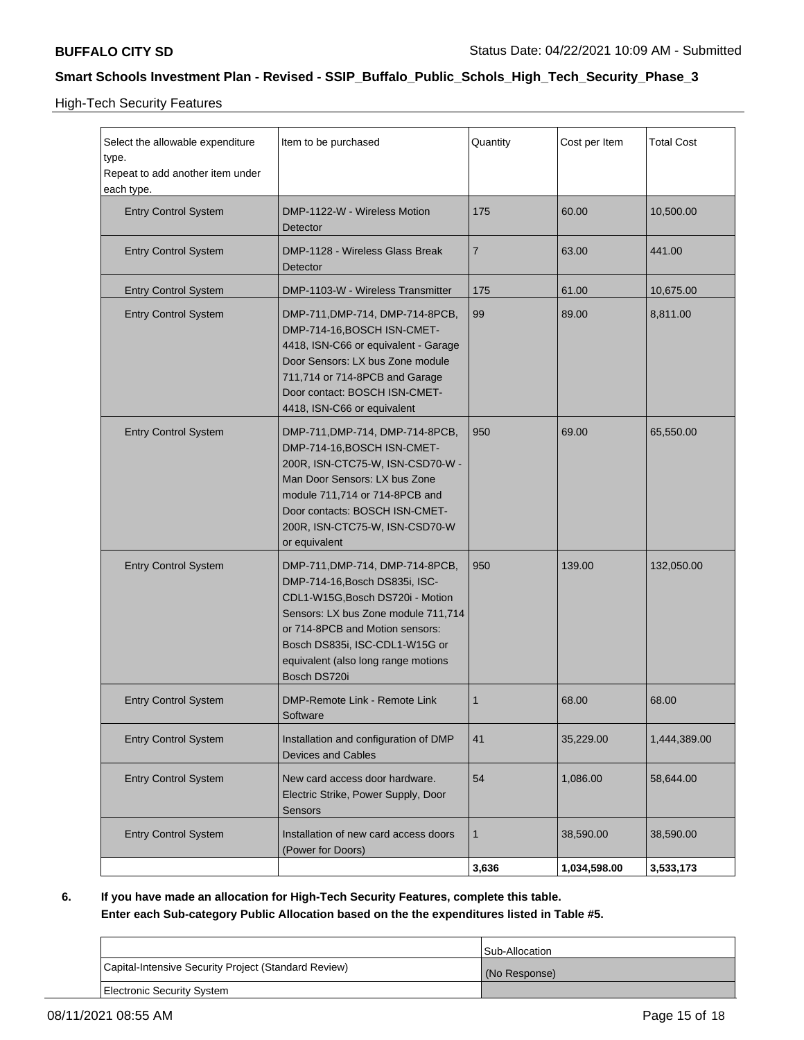High-Tech Security Features

| Select the allowable expenditure type. Repeat to add another item under each type. | Item to be purchased | Quantity | Cost per Item | Total Cost |
|---|---|---|---|---|
| Entry Control System | DMP-1122-W - Wireless Motion Detector | 175 | 60.00 | 10,500.00 |
| Entry Control System | DMP-1128 - Wireless Glass Break Detector | 7 | 63.00 | 441.00 |
| Entry Control System | DMP-1103-W - Wireless Transmitter | 175 | 61.00 | 10,675.00 |
| Entry Control System | DMP-711,DMP-714, DMP-714-8PCB, DMP-714-16,BOSCH ISN-CMET-4418, ISN-C66 or equivalent - Garage Door Sensors: LX bus Zone module 711,714 or 714-8PCB and Garage Door contact: BOSCH ISN-CMET-4418, ISN-C66 or equivalent | 99 | 89.00 | 8,811.00 |
| Entry Control System | DMP-711,DMP-714, DMP-714-8PCB, DMP-714-16,BOSCH ISN-CMET-200R, ISN-CTC75-W, ISN-CSD70-W - Man Door Sensors: LX bus Zone module 711,714 or 714-8PCB and Door contacts: BOSCH ISN-CMET-200R, ISN-CTC75-W, ISN-CSD70-W or equivalent | 950 | 69.00 | 65,550.00 |
| Entry Control System | DMP-711,DMP-714, DMP-714-8PCB, DMP-714-16,Bosch DS835i, ISC-CDL1-W15G,Bosch DS720i - Motion Sensors: LX bus Zone module 711,714 or 714-8PCB and Motion sensors: Bosch DS835i, ISC-CDL1-W15G or equivalent (also long range motions Bosch DS720i | 950 | 139.00 | 132,050.00 |
| Entry Control System | DMP-Remote Link - Remote Link Software | 1 | 68.00 | 68.00 |
| Entry Control System | Installation and configuration of DMP Devices and Cables | 41 | 35,229.00 | 1,444,389.00 |
| Entry Control System | New card access door hardware. Electric Strike, Power Supply, Door Sensors | 54 | 1,086.00 | 58,644.00 |
| Entry Control System | Installation of new card access doors (Power for Doors) | 1 | 38,590.00 | 38,590.00 |
| | | **3,636** | **1,034,598.00** | **3,533,173** |

**6. If you have made an allocation for High-Tech Security Features, complete this table.**
**Enter each Sub-category Public Allocation based on the the expenditures listed in Table #5.**

| | Sub-Allocation |
|---|---|
| Capital-Intensive Security Project (Standard Review) | (No Response) |
| Electronic Security System | |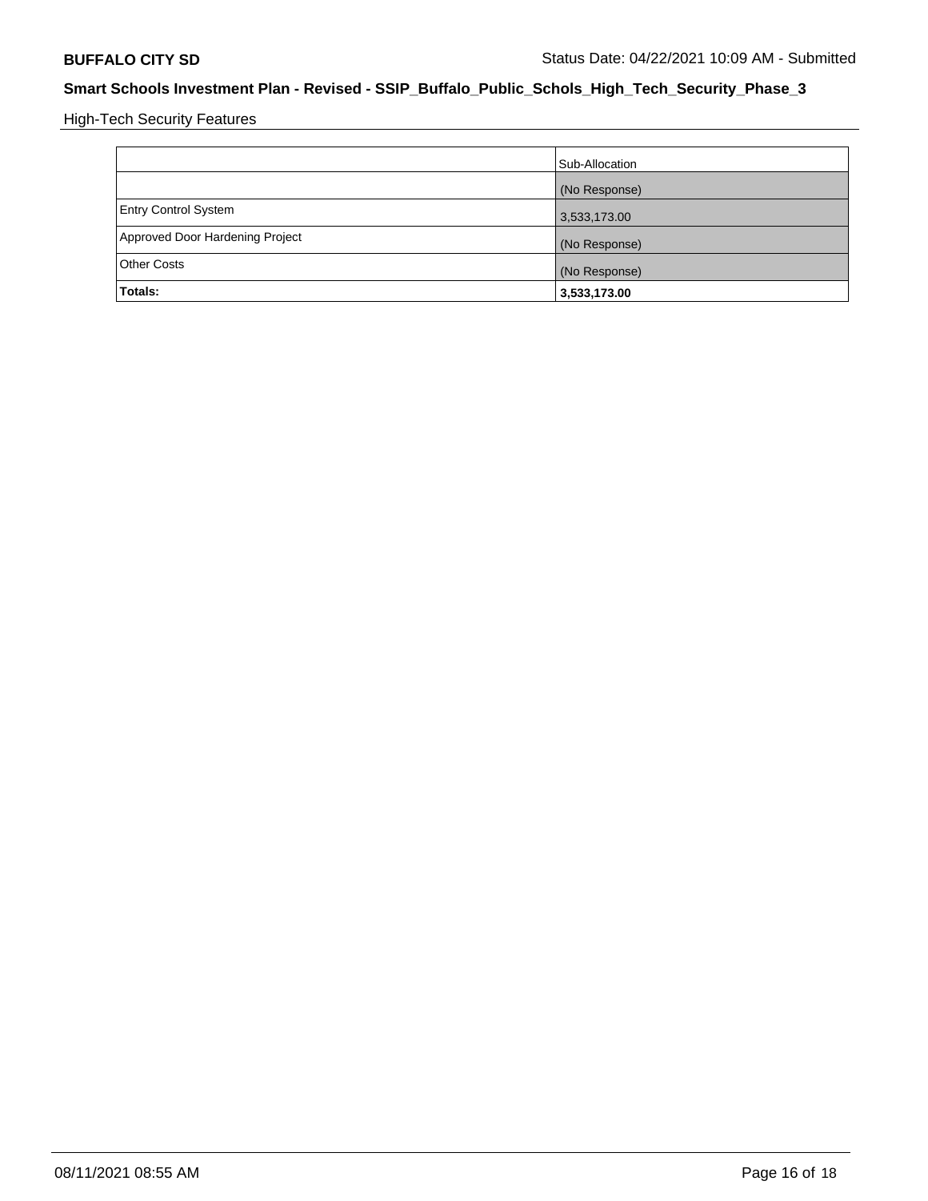High-Tech Security Features

| | Sub-Allocation |
|---|---|
| | (No Response) |
| Entry Control System | 3,533,173.00 |
| Approved Door Hardening Project | (No Response) |
| Other Costs | (No Response) |
| **Totals:** | **3,533,173.00** |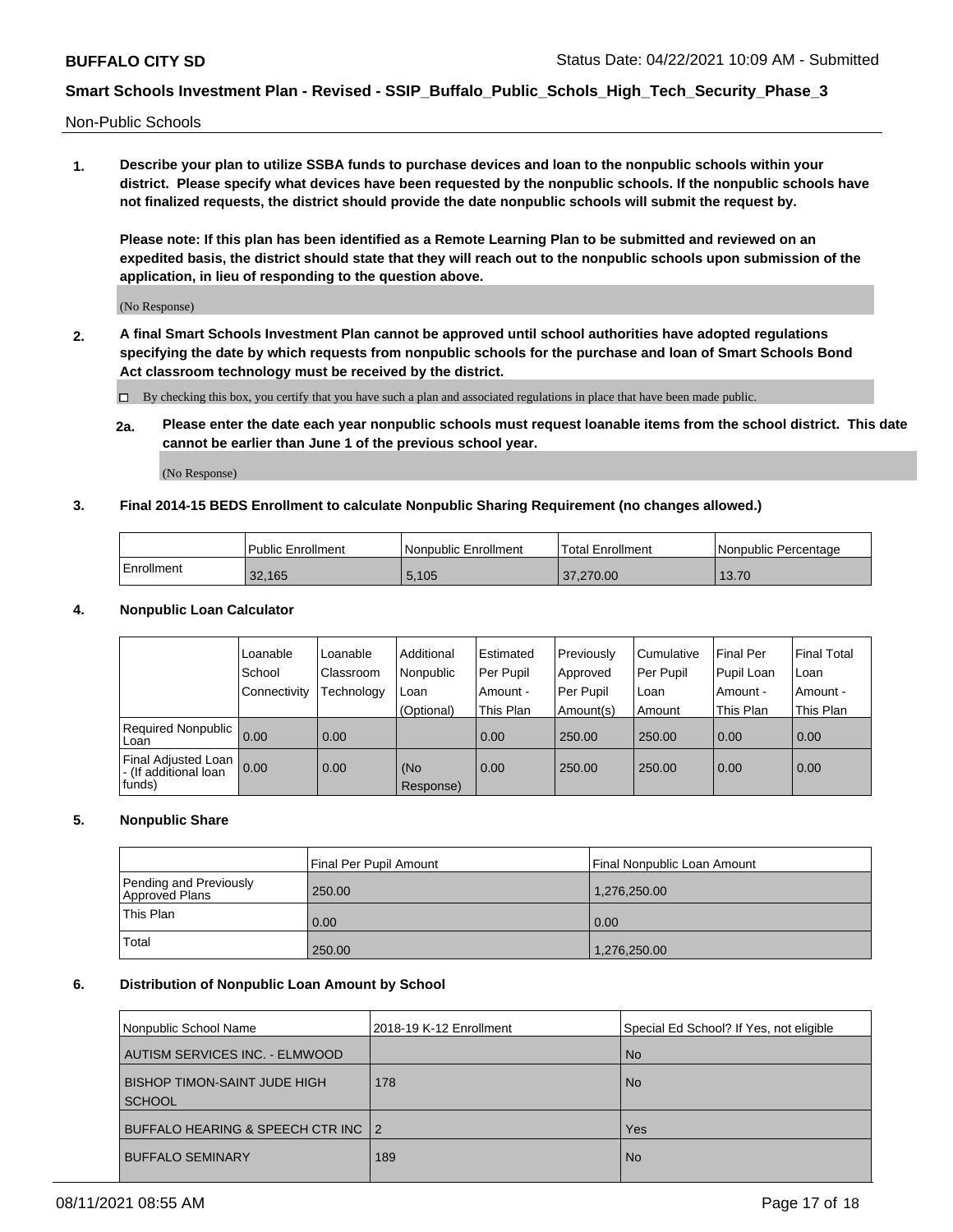Non-Public Schools

**1. Describe your plan to utilize SSBA funds to purchase devices and loan to the nonpublic schools within your district. Please specify what devices have been requested by the nonpublic schools. If the nonpublic schools have not finalized requests, the district should provide the date nonpublic schools will submit the request by.**

**Please note: If this plan has been identified as a Remote Learning Plan to be submitted and reviewed on an expedited basis, the district should state that they will reach out to the nonpublic schools upon submission of the application, in lieu of responding to the question above.**

(No Response)

**2. A final Smart Schools Investment Plan cannot be approved until school authorities have adopted regulations specifying the date by which requests from nonpublic schools for the purchase and loan of Smart Schools Bond Act classroom technology must be received by the district.**

☐ By checking this box, you certify that you have such a plan and associated regulations in place that have been made public.

**2a. Please enter the date each year nonpublic schools must request loanable items from the school district. This date cannot be earlier than June 1 of the previous school year.**

(No Response)

**3. Final 2014-15 BEDS Enrollment to calculate Nonpublic Sharing Requirement (no changes allowed.)**

| | Public Enrollment | Nonpublic Enrollment | Total Enrollment | Nonpublic Percentage |
|---|---|---|---|---|
| Enrollment | 32,165 | 5,105 | 37,270.00 | 13.70 |

**4. Nonpublic Loan Calculator**

| | Loanable School Connectivity | Loanable Classroom Technology | Additional Nonpublic Loan (Optional) | Estimated Per Pupil Amount - This Plan | Previously Approved Per Pupil Amount(s) | Cumulative Per Pupil Loan Amount | Final Per Pupil Loan Amount - This Plan | Final Total Loan Amount - This Plan |
|---|---|---|---|---|---|---|---|---|
| Required Nonpublic Loan | 0.00 | 0.00 | | 0.00 | 250.00 | 250.00 | 0.00 | 0.00 |
| Final Adjusted Loan - (If additional loan funds) | 0.00 | 0.00 | (No Response) | 0.00 | 250.00 | 250.00 | 0.00 | 0.00 |

**5. Nonpublic Share**

| | Final Per Pupil Amount | Final Nonpublic Loan Amount |
|---|---|---|
| Pending and Previously Approved Plans | 250.00 | 1,276,250.00 |
| This Plan | 0.00 | 0.00 |
| Total | 250.00 | 1,276,250.00 |

**6. Distribution of Nonpublic Loan Amount by School**

| Nonpublic School Name | 2018-19 K-12 Enrollment | Special Ed School? If Yes, not eligible |
|---|---|---|
| AUTISM SERVICES INC. - ELMWOOD | | No |
| BISHOP TIMON-SAINT JUDE HIGH SCHOOL | 178 | No |
| BUFFALO HEARING & SPEECH CTR INC | 2 | Yes |
| BUFFALO SEMINARY | 189 | No |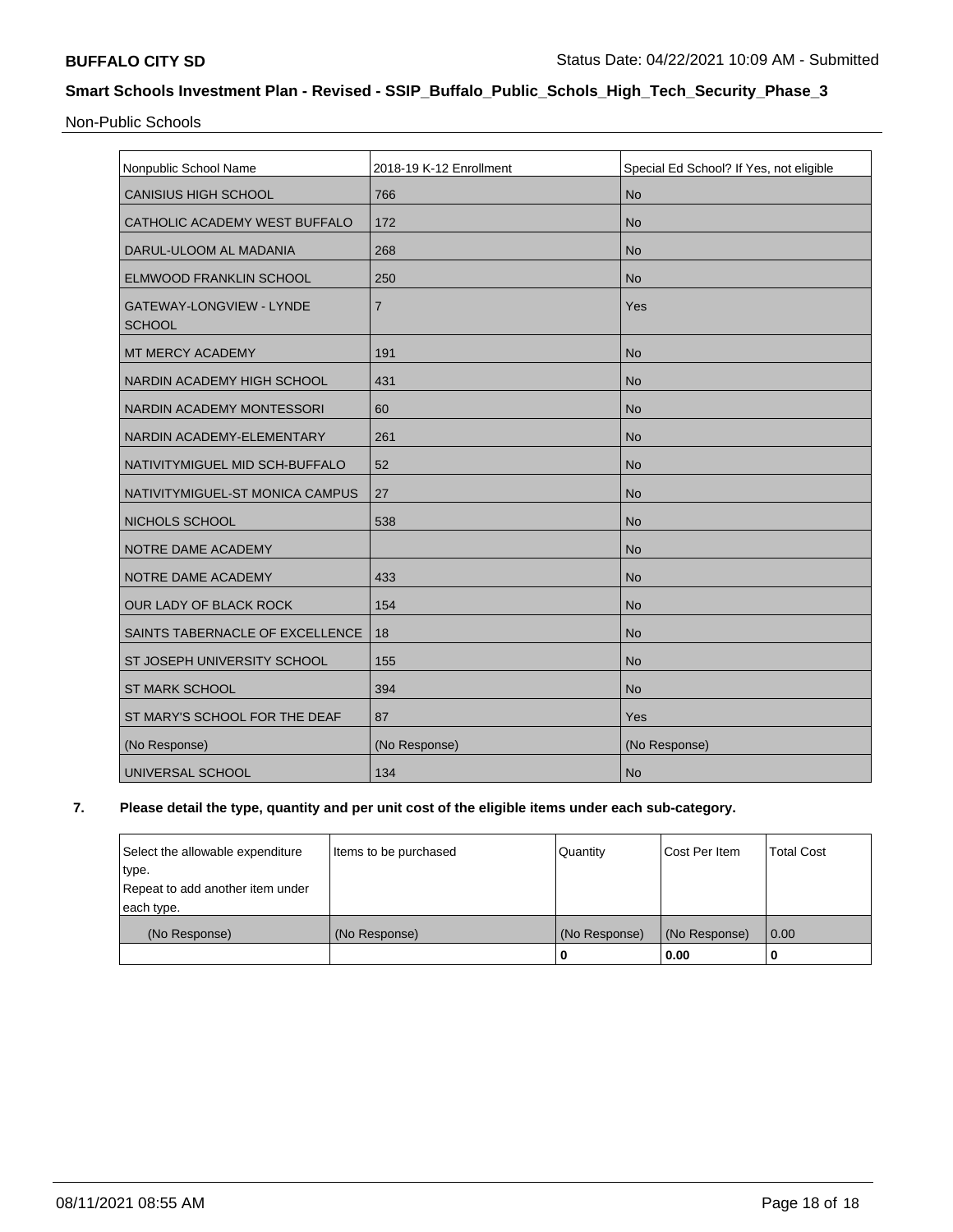Non-Public Schools

| Nonpublic School Name | 2018-19 K-12 Enrollment | Special Ed School? If Yes, not eligible |
|---|---|---|
| CANISIUS HIGH SCHOOL | 766 | No |
| CATHOLIC ACADEMY WEST BUFFALO | 172 | No |
| DARUL-ULOOM AL MADANIA | 268 | No |
| ELMWOOD FRANKLIN SCHOOL | 250 | No |
| GATEWAY-LONGVIEW - LYNDE SCHOOL | 7 | Yes |
| MT MERCY ACADEMY | 191 | No |
| NARDIN ACADEMY HIGH SCHOOL | 431 | No |
| NARDIN ACADEMY MONTESSORI | 60 | No |
| NARDIN ACADEMY-ELEMENTARY | 261 | No |
| NATIVITYMIGUEL MID SCH-BUFFALO | 52 | No |
| NATIVITYMIGUEL-ST MONICA CAMPUS | 27 | No |
| NICHOLS SCHOOL | 538 | No |
| NOTRE DAME ACADEMY | | No |
| NOTRE DAME ACADEMY | 433 | No |
| OUR LADY OF BLACK ROCK | 154 | No |
| SAINTS TABERNACLE OF EXCELLENCE | 18 | No |
| ST JOSEPH UNIVERSITY SCHOOL | 155 | No |
| ST MARK SCHOOL | 394 | No |
| ST MARY'S SCHOOL FOR THE DEAF | 87 | Yes |
| (No Response) | (No Response) | (No Response) |
| UNIVERSAL SCHOOL | 134 | No |

**7. Please detail the type, quantity and per unit cost of the eligible items under each sub-category.**

| Select the allowable expenditure type. Repeat to add another item under each type. | Items to be purchased | Quantity | Cost Per Item | Total Cost |
|---|---|---|---|---|
| (No Response) | (No Response) | (No Response) | (No Response) | 0.00 |
| | | **0** | **0.00** | **0** |